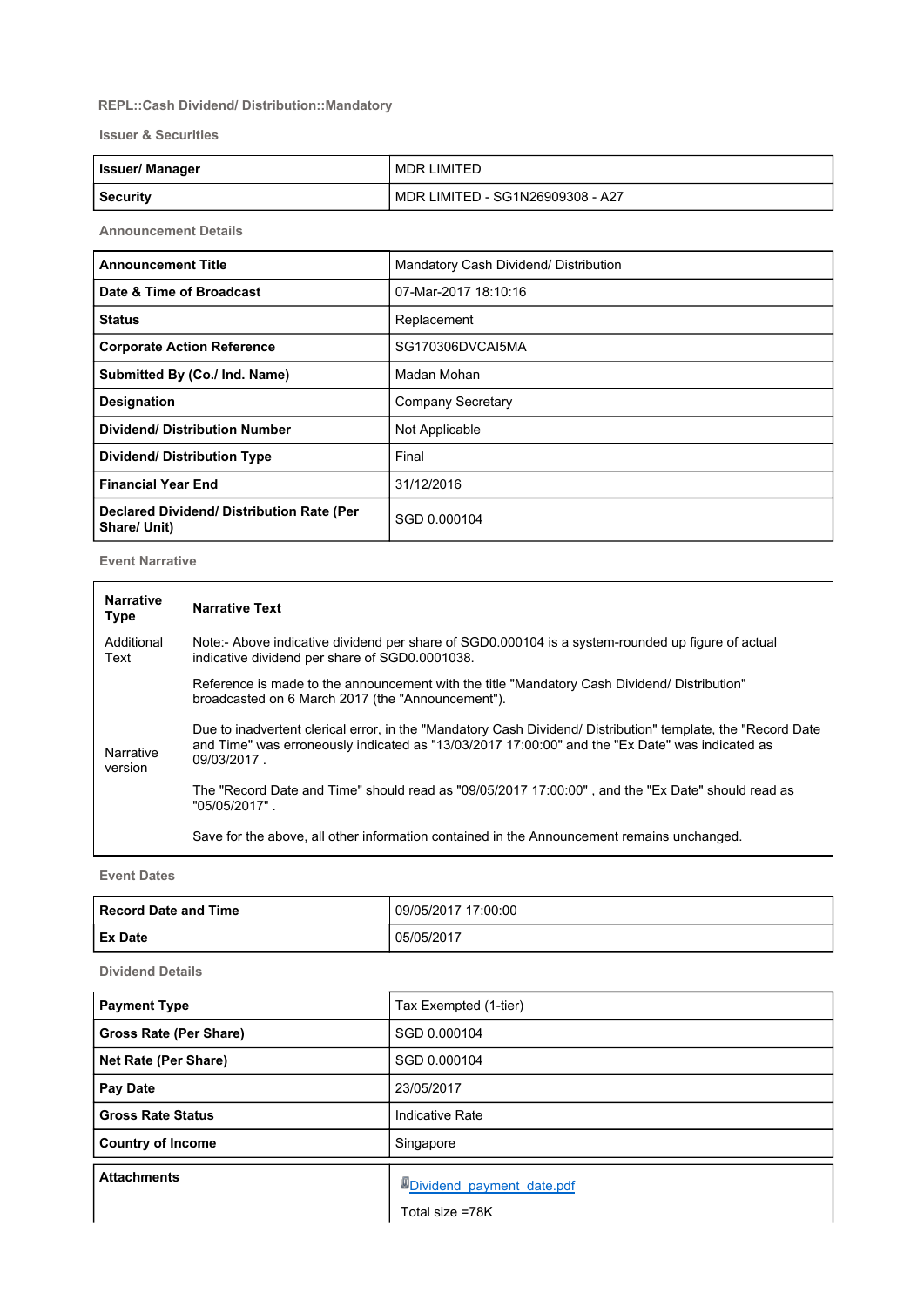REPL::Cash Dividend/ Distribution::Mandatory

## Issuer & Securities

| Issuer/ Manager | MDR LIMITED |
|---|---|
| Security | MDR LIMITED - SG1N26909308 - A27 |

## Announcement Details

| Announcement Title | Mandatory Cash Dividend/ Distribution |
|---|---|
| Date & Time of Broadcast | 07-Mar-2017 18:10:16 |
| Status | Replacement |
| Corporate Action Reference | SG170306DVCAI5MA |
| Submitted By (Co./ Ind. Name) | Madan Mohan |
| Designation | Company Secretary |
| Dividend/ Distribution Number | Not Applicable |
| Dividend/ Distribution Type | Final |
| Financial Year End | 31/12/2016 |
| Declared Dividend/ Distribution Rate (Per Share/ Unit) | SGD 0.000104 |

## Event Narrative

| Narrative Type | Narrative Text |
|---|---|
| Additional Text | Note:- Above indicative dividend per share of SGD0.000104 is a system-rounded up figure of actual indicative dividend per share of SGD0.0001038. |
| Narrative version | Reference is made to the announcement with the title "Mandatory Cash Dividend/ Distribution" broadcasted on 6 March 2017 (the "Announcement").<br><br>Due to inadvertent clerical error, in the "Mandatory Cash Dividend/ Distribution" template, the "Record Date and Time" was erroneously indicated as "13/03/2017 17:00:00" and the "Ex Date" was indicated as 09/03/2017 .<br><br>The "Record Date and Time" should read as "09/05/2017 17:00:00" , and the "Ex Date" should read as "05/05/2017" .<br><br>Save for the above, all other information contained in the Announcement remains unchanged. |

## Event Dates

| Record Date and Time | 09/05/2017 17:00:00 |
|---|---|
| Ex Date | 05/05/2017 |

## Dividend Details

| Payment Type | Tax Exempted (1-tier) |
|---|---|
| Gross Rate (Per Share) | SGD 0.000104 |
| Net Rate (Per Share) | SGD 0.000104 |
| Pay Date | 23/05/2017 |
| Gross Rate Status | Indicative Rate |
| Country of Income | Singapore |

| Attachments | Dividend_payment_date.pdf<br><br>Total size =78K |
|---|---|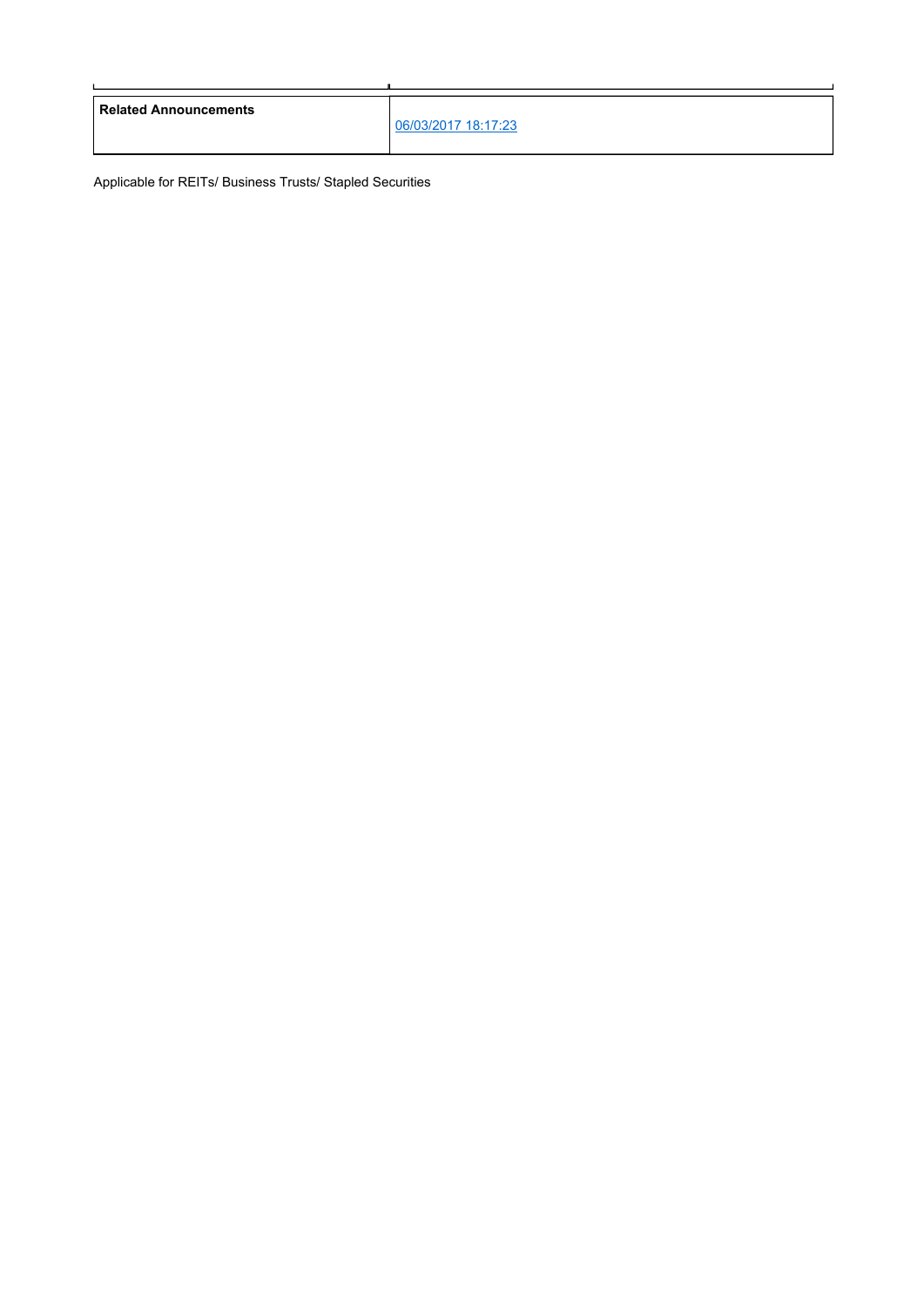| | |
|---|---|
| **Related Announcements** | 06/03/2017 18:17:23 |

Applicable for REITs/ Business Trusts/ Stapled Securities